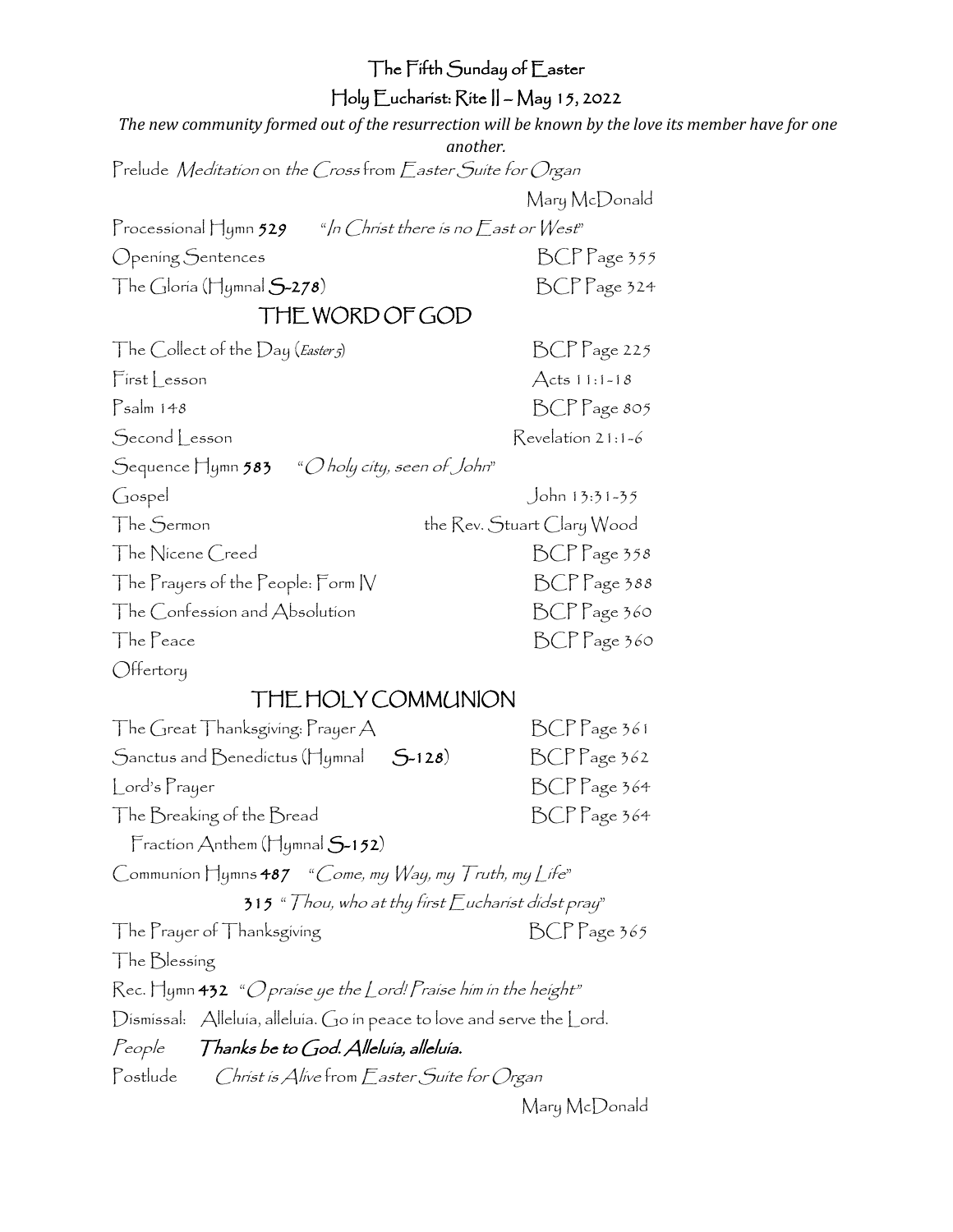# The Fifth Sunday of Easter

## Holy Eucharist: Rite II – May 15, 2022

***The new community formed out of the resurrection will be known by the love its member have for one another.***

Prelude *Meditation* on *the Cross* from *Easter Suite for Organ*
Mary McDonald

Processional Hymn **529** "*In Christ there is no East or West*"

Opening Sentences BCP Page 355

The Gloria (Hymnal **S-278**) BCP Page 324

## THE WORD OF GOD

The Collect of the Day (*Easter 5*) BCP Page 225

First Lesson Acts 11:1-18

Psalm 148 BCP Page 805

Second Lesson Revelation 21:1-6

Sequence Hymn **583** "*O holy city, seen of John*"

Gospel John 13:31-35

The Sermon the Rev. Stuart Clary Wood

The Nicene Creed BCP Page 358

The Prayers of the People: Form IV BCP Page 388

The Confession and Absolution BCP Page 360

The Peace BCP Page 360

Offertory

## THE HOLY COMMUNION

The Great Thanksgiving: Prayer A BCP Page 361

Sanctus and Benedictus (Hymnal **S-128**) BCP Page 362

Lord's Prayer BCP Page 364

The Breaking of the Bread BCP Page 364

Fraction Anthem (Hymnal **S-152**)

Communion Hymns **487** "*Come, my Way, my Truth, my Life*"

**315** "*Thou, who at thy first Eucharist didst pray*"

The Prayer of Thanksgiving BCP Page 365

The Blessing

Rec. Hymn **432** "*O praise ye the Lord! Praise him in the height*"

Dismissal: Alleluia, alleluia. Go in peace to love and serve the Lord.

*People* ***Thanks be to God. Alleluia, alleluia.***

Postlude *Christ is Alive* from *Easter Suite for Organ*
Mary McDonald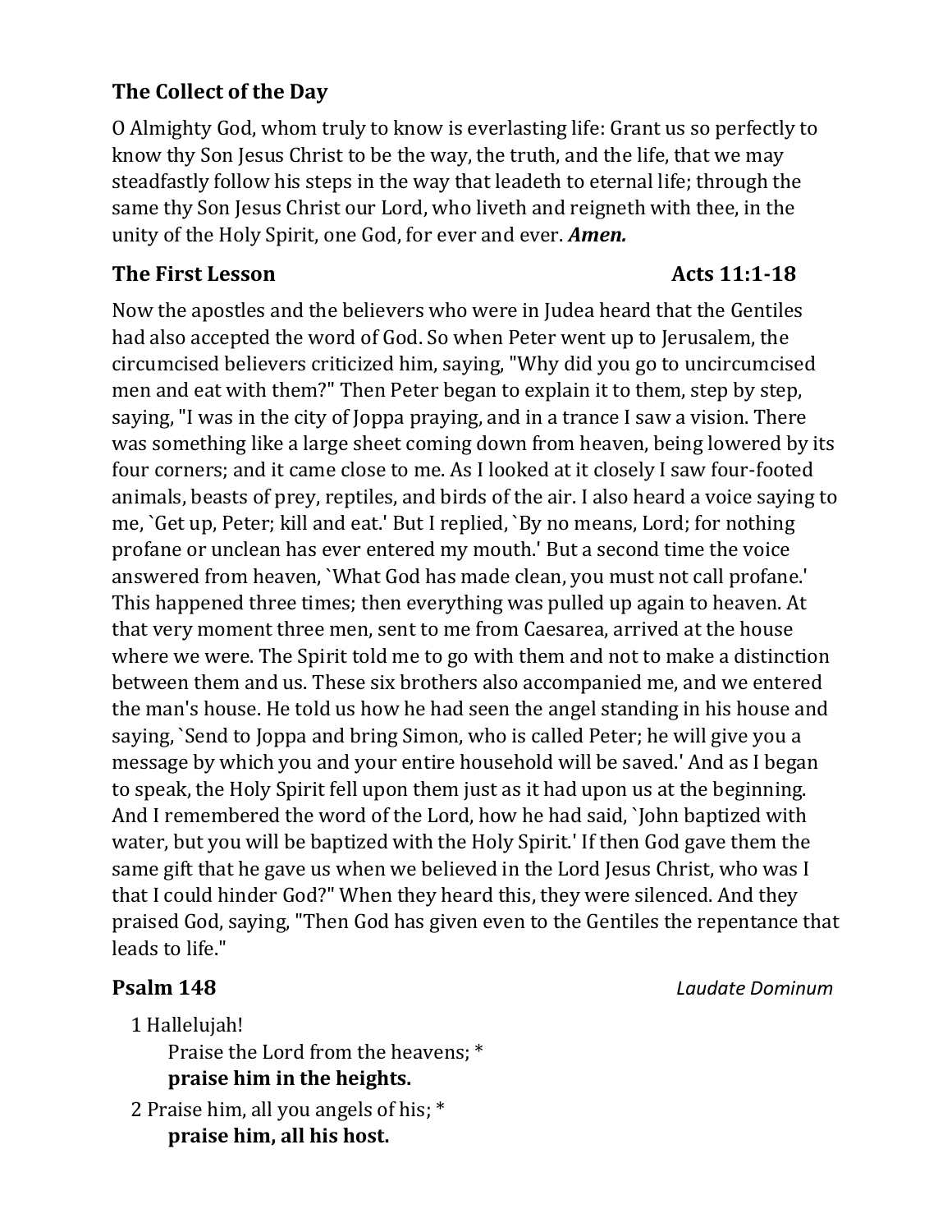### The Collect of the Day

O Almighty God, whom truly to know is everlasting life: Grant us so perfectly to know thy Son Jesus Christ to be the way, the truth, and the life, that we may steadfastly follow his steps in the way that leadeth to eternal life; through the same thy Son Jesus Christ our Lord, who liveth and reigneth with thee, in the unity of the Holy Spirit, one God, for ever and ever. ***Amen.***

### The First Lesson — Acts 11:1-18

Now the apostles and the believers who were in Judea heard that the Gentiles had also accepted the word of God. So when Peter went up to Jerusalem, the circumcised believers criticized him, saying, "Why did you go to uncircumcised men and eat with them?" Then Peter began to explain it to them, step by step, saying, "I was in the city of Joppa praying, and in a trance I saw a vision. There was something like a large sheet coming down from heaven, being lowered by its four corners; and it came close to me. As I looked at it closely I saw four-footed animals, beasts of prey, reptiles, and birds of the air. I also heard a voice saying to me, `Get up, Peter; kill and eat.' But I replied, `By no means, Lord; for nothing profane or unclean has ever entered my mouth.' But a second time the voice answered from heaven, `What God has made clean, you must not call profane.' This happened three times; then everything was pulled up again to heaven. At that very moment three men, sent to me from Caesarea, arrived at the house where we were. The Spirit told me to go with them and not to make a distinction between them and us. These six brothers also accompanied me, and we entered the man's house. He told us how he had seen the angel standing in his house and saying, `Send to Joppa and bring Simon, who is called Peter; he will give you a message by which you and your entire household will be saved.' And as I began to speak, the Holy Spirit fell upon them just as it had upon us at the beginning. And I remembered the word of the Lord, how he had said, `John baptized with water, but you will be baptized with the Holy Spirit.' If then God gave them the same gift that he gave us when we believed in the Lord Jesus Christ, who was I that I could hinder God?" When they heard this, they were silenced. And they praised God, saying, "Then God has given even to the Gentiles the repentance that leads to life."

### Psalm 148 — *Laudate Dominum*

1 Hallelujah!
Praise the Lord from the heavens; *
**praise him in the heights.**

2 Praise him, all you angels of his; *
**praise him, all his host.**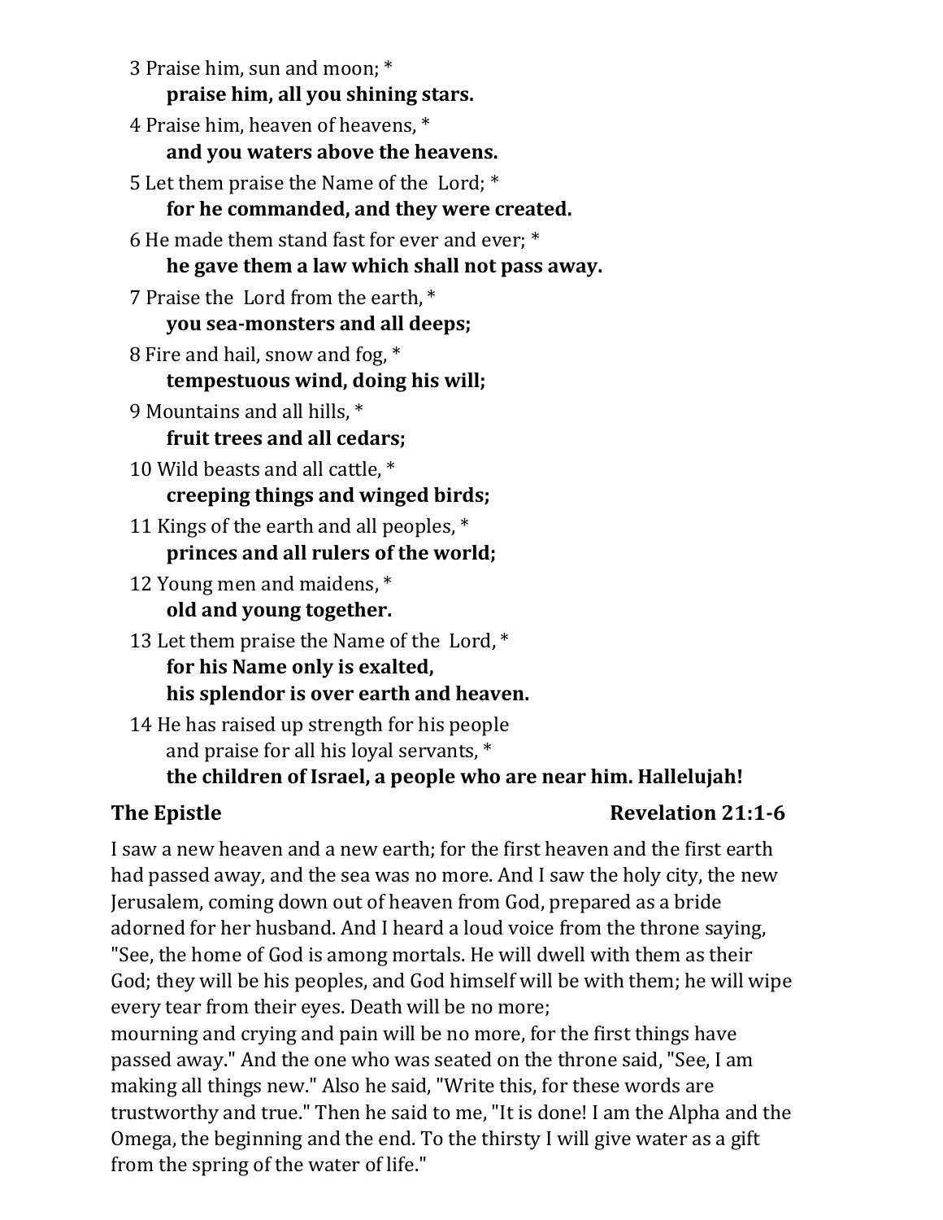3 Praise him, sun and moon; *
**praise him, all you shining stars.**

4 Praise him, heaven of heavens, *
**and you waters above the heavens.**

5 Let them praise the Name of the Lord; *
**for he commanded, and they were created.**

6 He made them stand fast for ever and ever; *
**he gave them a law which shall not pass away.**

7 Praise the Lord from the earth, *
**you sea-monsters and all deeps;**

8 Fire and hail, snow and fog, *
**tempestuous wind, doing his will;**

9 Mountains and all hills, *
**fruit trees and all cedars;**

10 Wild beasts and all cattle, *
**creeping things and winged birds;**

11 Kings of the earth and all peoples, *
**princes and all rulers of the world;**

12 Young men and maidens, *
**old and young together.**

13 Let them praise the Name of the Lord, *
**for his Name only is exalted,**
**his splendor is over earth and heaven.**

14 He has raised up strength for his people
and praise for all his loyal servants, *
**the children of Israel, a people who are near him. Hallelujah!**

**The Epistle** **Revelation 21:1-6**

I saw a new heaven and a new earth; for the first heaven and the first earth had passed away, and the sea was no more. And I saw the holy city, the new Jerusalem, coming down out of heaven from God, prepared as a bride adorned for her husband. And I heard a loud voice from the throne saying, "See, the home of God is among mortals. He will dwell with them as their God; they will be his peoples, and God himself will be with them; he will wipe every tear from their eyes. Death will be no more;
mourning and crying and pain will be no more, for the first things have passed away." And the one who was seated on the throne said, "See, I am making all things new." Also he said, "Write this, for these words are trustworthy and true." Then he said to me, "It is done! I am the Alpha and the Omega, the beginning and the end. To the thirsty I will give water as a gift from the spring of the water of life."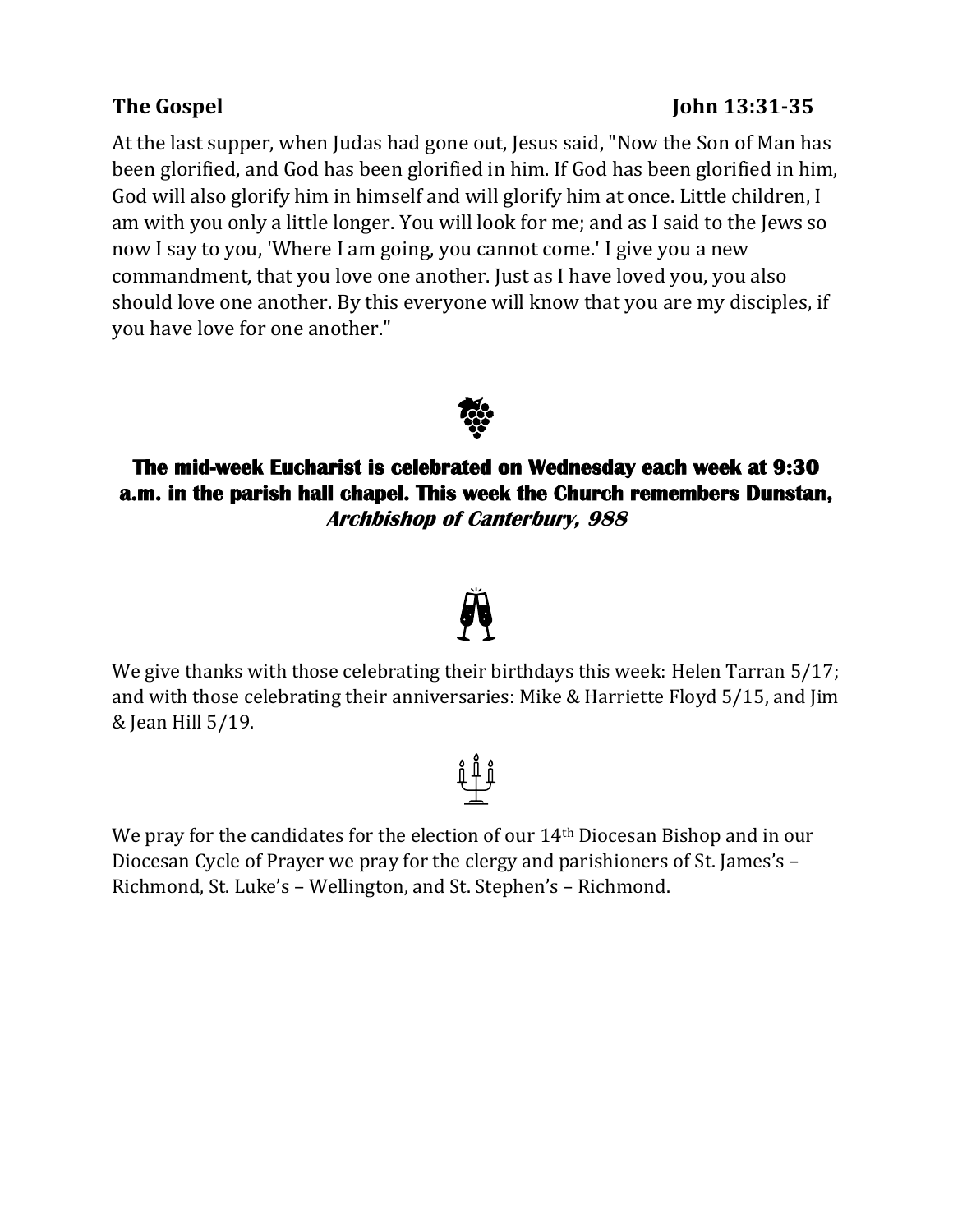**The Gospel** **John 13:31-35**

At the last supper, when Judas had gone out, Jesus said, "Now the Son of Man has been glorified, and God has been glorified in him. If God has been glorified in him, God will also glorify him in himself and will glorify him at once. Little children, I am with you only a little longer. You will look for me; and as I said to the Jews so now I say to you, 'Where I am going, you cannot come.' I give you a new commandment, that you love one another. Just as I have loved you, you also should love one another. By this everyone will know that you are my disciples, if you have love for one another."

**The mid-week Eucharist is celebrated on Wednesday each week at 9:30 a.m. in the parish hall chapel. This week the Church remembers Dunstan,** ***Archbishop of Canterbury, 988***

We give thanks with those celebrating their birthdays this week: Helen Tarran 5/17; and with those celebrating their anniversaries: Mike & Harriette Floyd 5/15, and Jim & Jean Hill 5/19.

We pray for the candidates for the election of our 14th Diocesan Bishop and in our Diocesan Cycle of Prayer we pray for the clergy and parishioners of St. James's – Richmond, St. Luke's – Wellington, and St. Stephen's – Richmond.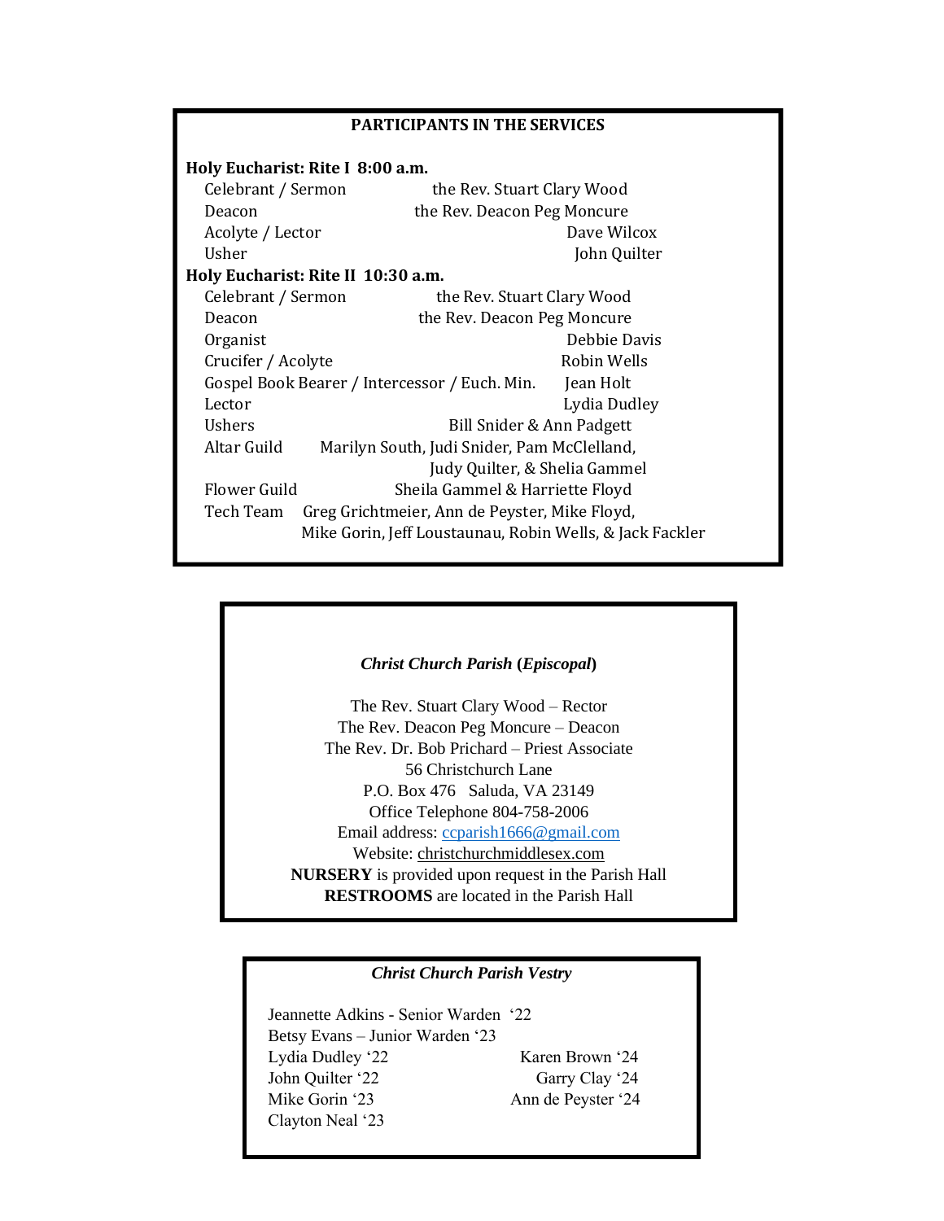## PARTICIPANTS IN THE SERVICES

**Holy Eucharist: Rite I 8:00 a.m.**

| Role | Name |
|---|---|
| Celebrant / Sermon | the Rev. Stuart Clary Wood |
| Deacon | the Rev. Deacon Peg Moncure |
| Acolyte / Lector | Dave Wilcox |
| Usher | John Quilter |

**Holy Eucharist: Rite II 10:30 a.m.**

| Role | Name |
|---|---|
| Celebrant / Sermon | the Rev. Stuart Clary Wood |
| Deacon | the Rev. Deacon Peg Moncure |
| Organist | Debbie Davis |
| Crucifer / Acolyte | Robin Wells |
| Gospel Book Bearer / Intercessor / Euch. Min. | Jean Holt |
| Lector | Lydia Dudley |
| Ushers | Bill Snider & Ann Padgett |
| Altar Guild | Marilyn South, Judi Snider, Pam McClelland, Judy Quilter, & Shelia Gammel |
| Flower Guild | Sheila Gammel & Harriette Floyd |
| Tech Team | Greg Grichtmeier, Ann de Peyster, Mike Floyd, Mike Gorin, Jeff Loustaunau, Robin Wells, & Jack Fackler |

---

***Christ Church Parish* (*Episcopal*)**

The Rev. Stuart Clary Wood – Rector
The Rev. Deacon Peg Moncure – Deacon
The Rev. Dr. Bob Prichard – Priest Associate
56 Christchurch Lane
P.O. Box 476 Saluda, VA 23149
Office Telephone 804-758-2006
Email address: ccparish1666@gmail.com
Website: christchurchmiddlesex.com
**NURSERY** is provided upon request in the Parish Hall
**RESTROOMS** are located in the Parish Hall

---

***Christ Church Parish Vestry***

Jeannette Adkins - Senior Warden '22
Betsy Evans – Junior Warden '23

Lydia Dudley '22
John Quilter '22
Mike Gorin '23
Clayton Neal '23
Karen Brown '24
Garry Clay '24
Ann de Peyster '24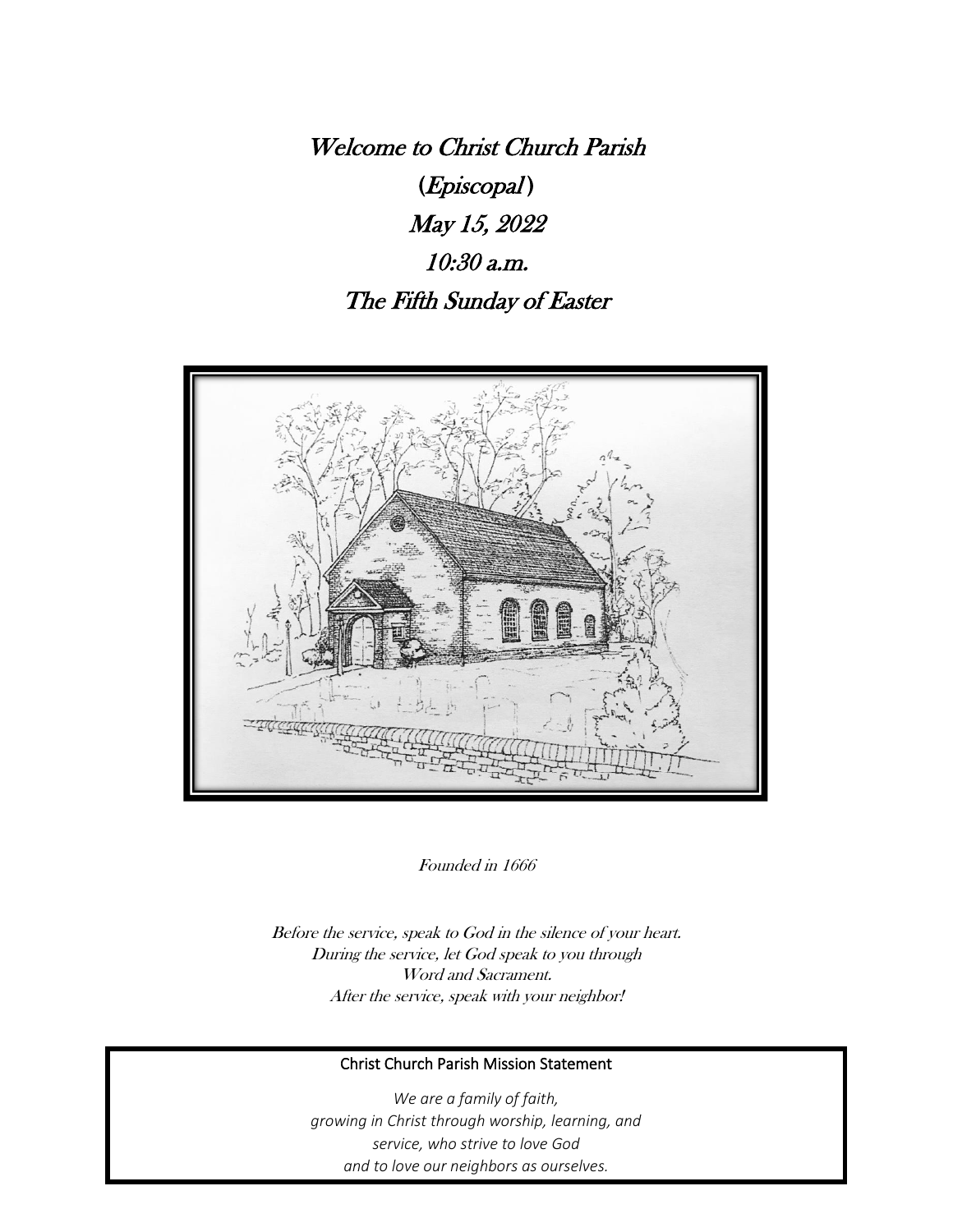# *Welcome to Christ Church Parish*
# *(Episcopal)*
# *May 15, 2022*
# *10:30 a.m.*
# *The Fifth Sunday of Easter*

*Founded in 1666*

*Before the service, speak to God in the silence of your heart.*
*During the service, let God speak to you through*
*Word and Sacrament.*
*After the service, speak with your neighbor!*

**Christ Church Parish Mission Statement**

*We are a family of faith,*
*growing in Christ through worship, learning, and*
*service, who strive to love God*
*and to love our neighbors as ourselves.*